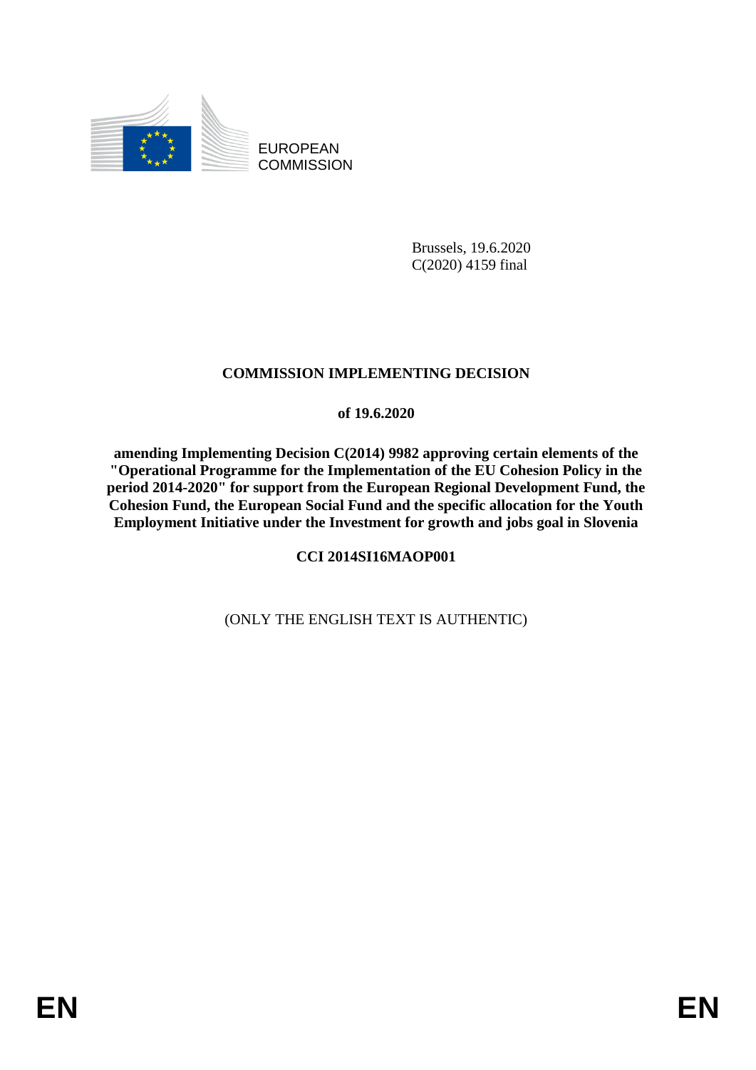EUROPEAN COMMISSION

Brussels, 19.6.2020
C(2020) 4159 final

# COMMISSION IMPLEMENTING DECISION

## of 19.6.2020

## amending Implementing Decision C(2014) 9982 approving certain elements of the "Operational Programme for the Implementation of the EU Cohesion Policy in the period 2014-2020" for support from the European Regional Development Fund, the Cohesion Fund, the European Social Fund and the specific allocation for the Youth Employment Initiative under the Investment for growth and jobs goal in Slovenia

## CCI 2014SI16MAOP001

(ONLY THE ENGLISH TEXT IS AUTHENTIC)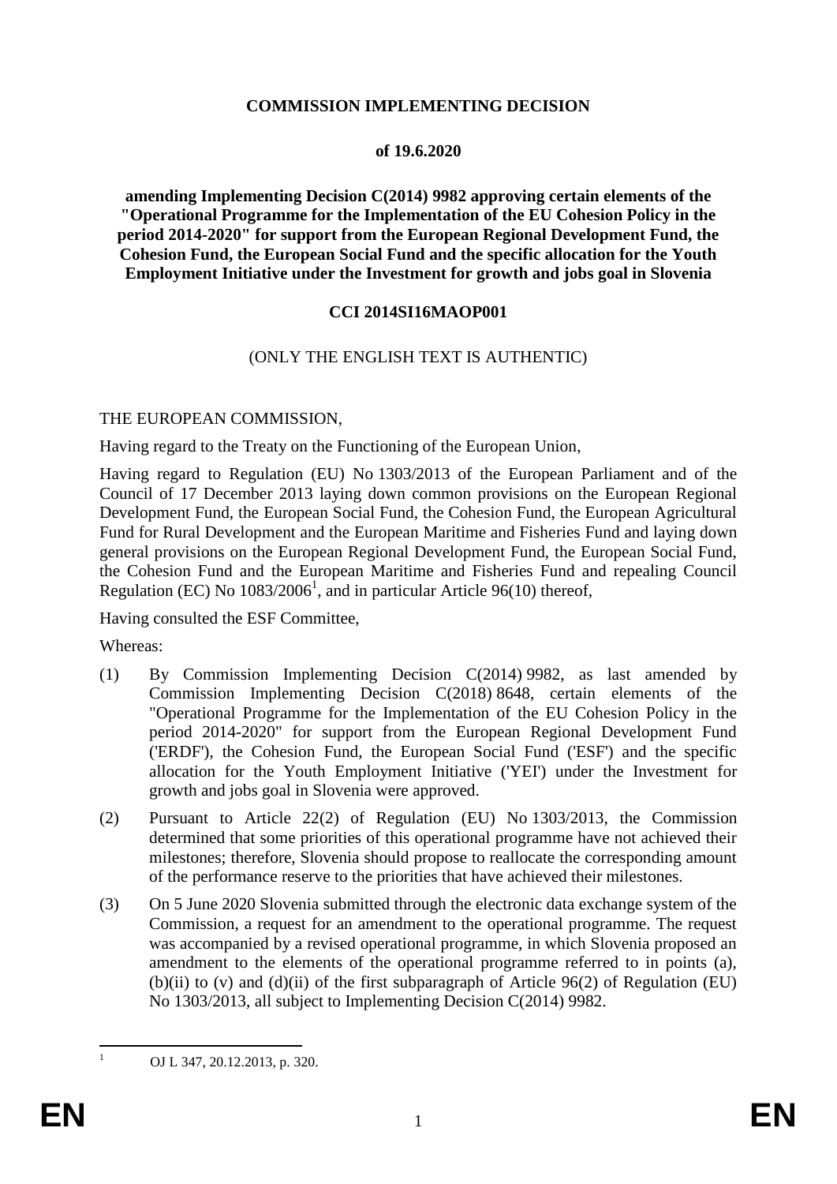**COMMISSION IMPLEMENTING DECISION**

**of 19.6.2020**

**amending Implementing Decision C(2014) 9982 approving certain elements of the "Operational Programme for the Implementation of the EU Cohesion Policy in the period 2014-2020" for support from the European Regional Development Fund, the Cohesion Fund, the European Social Fund and the specific allocation for the Youth Employment Initiative under the Investment for growth and jobs goal in Slovenia**

**CCI 2014SI16MAOP001**

(ONLY THE ENGLISH TEXT IS AUTHENTIC)

THE EUROPEAN COMMISSION,

Having regard to the Treaty on the Functioning of the European Union,

Having regard to Regulation (EU) No 1303/2013 of the European Parliament and of the Council of 17 December 2013 laying down common provisions on the European Regional Development Fund, the European Social Fund, the Cohesion Fund, the European Agricultural Fund for Rural Development and the European Maritime and Fisheries Fund and laying down general provisions on the European Regional Development Fund, the European Social Fund, the Cohesion Fund and the European Maritime and Fisheries Fund and repealing Council Regulation (EC) No 1083/2006[1], and in particular Article 96(10) thereof,

Having consulted the ESF Committee,

Whereas:

(1) By Commission Implementing Decision C(2014) 9982, as last amended by Commission Implementing Decision C(2018) 8648, certain elements of the "Operational Programme for the Implementation of the EU Cohesion Policy in the period 2014-2020" for support from the European Regional Development Fund ('ERDF'), the Cohesion Fund, the European Social Fund ('ESF') and the specific allocation for the Youth Employment Initiative ('YEI') under the Investment for growth and jobs goal in Slovenia were approved.

(2) Pursuant to Article 22(2) of Regulation (EU) No 1303/2013, the Commission determined that some priorities of this operational programme have not achieved their milestones; therefore, Slovenia should propose to reallocate the corresponding amount of the performance reserve to the priorities that have achieved their milestones.

(3) On 5 June 2020 Slovenia submitted through the electronic data exchange system of the Commission, a request for an amendment to the operational programme. The request was accompanied by a revised operational programme, in which Slovenia proposed an amendment to the elements of the operational programme referred to in points (a), (b)(ii) to (v) and (d)(ii) of the first subparagraph of Article 96(2) of Regulation (EU) No 1303/2013, all subject to Implementing Decision C(2014) 9982.

[1] OJ L 347, 20.12.2013, p. 320.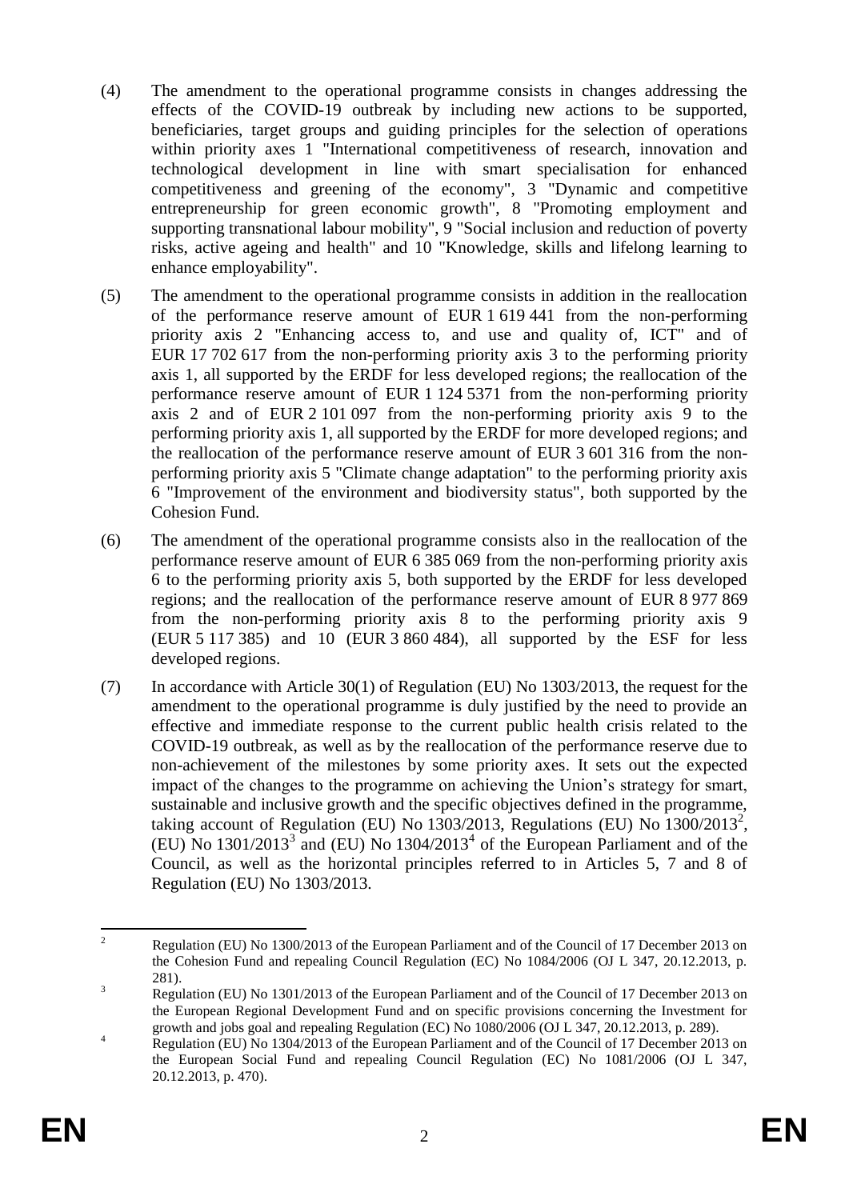(4) The amendment to the operational programme consists in changes addressing the effects of the COVID-19 outbreak by including new actions to be supported, beneficiaries, target groups and guiding principles for the selection of operations within priority axes 1 "International competitiveness of research, innovation and technological development in line with smart specialisation for enhanced competitiveness and greening of the economy", 3 "Dynamic and competitive entrepreneurship for green economic growth", 8 "Promoting employment and supporting transnational labour mobility", 9 "Social inclusion and reduction of poverty risks, active ageing and health" and 10 "Knowledge, skills and lifelong learning to enhance employability".

(5) The amendment to the operational programme consists in addition in the reallocation of the performance reserve amount of EUR 1 619 441 from the non-performing priority axis 2 "Enhancing access to, and use and quality of, ICT" and of EUR 17 702 617 from the non-performing priority axis 3 to the performing priority axis 1, all supported by the ERDF for less developed regions; the reallocation of the performance reserve amount of EUR 1 124 5371 from the non-performing priority axis 2 and of EUR 2 101 097 from the non-performing priority axis 9 to the performing priority axis 1, all supported by the ERDF for more developed regions; and the reallocation of the performance reserve amount of EUR 3 601 316 from the non-performing priority axis 5 "Climate change adaptation" to the performing priority axis 6 "Improvement of the environment and biodiversity status", both supported by the Cohesion Fund.

(6) The amendment of the operational programme consists also in the reallocation of the performance reserve amount of EUR 6 385 069 from the non-performing priority axis 6 to the performing priority axis 5, both supported by the ERDF for less developed regions; and the reallocation of the performance reserve amount of EUR 8 977 869 from the non-performing priority axis 8 to the performing priority axis 9 (EUR 5 117 385) and 10 (EUR 3 860 484), all supported by the ESF for less developed regions.

(7) In accordance with Article 30(1) of Regulation (EU) No 1303/2013, the request for the amendment to the operational programme is duly justified by the need to provide an effective and immediate response to the current public health crisis related to the COVID-19 outbreak, as well as by the reallocation of the performance reserve due to non-achievement of the milestones by some priority axes. It sets out the expected impact of the changes to the programme on achieving the Union's strategy for smart, sustainable and inclusive growth and the specific objectives defined in the programme, taking account of Regulation (EU) No 1303/2013, Regulations (EU) No 1300/2013[2], (EU) No 1301/2013[3] and (EU) No 1304/2013[4] of the European Parliament and of the Council, as well as the horizontal principles referred to in Articles 5, 7 and 8 of Regulation (EU) No 1303/2013.

---

[2] Regulation (EU) No 1300/2013 of the European Parliament and of the Council of 17 December 2013 on the Cohesion Fund and repealing Council Regulation (EC) No 1084/2006 (OJ L 347, 20.12.2013, p. 281).

[3] Regulation (EU) No 1301/2013 of the European Parliament and of the Council of 17 December 2013 on the European Regional Development Fund and on specific provisions concerning the Investment for growth and jobs goal and repealing Regulation (EC) No 1080/2006 (OJ L 347, 20.12.2013, p. 289).

[4] Regulation (EU) No 1304/2013 of the European Parliament and of the Council of 17 December 2013 on the European Social Fund and repealing Council Regulation (EC) No 1081/2006 (OJ L 347, 20.12.2013, p. 470).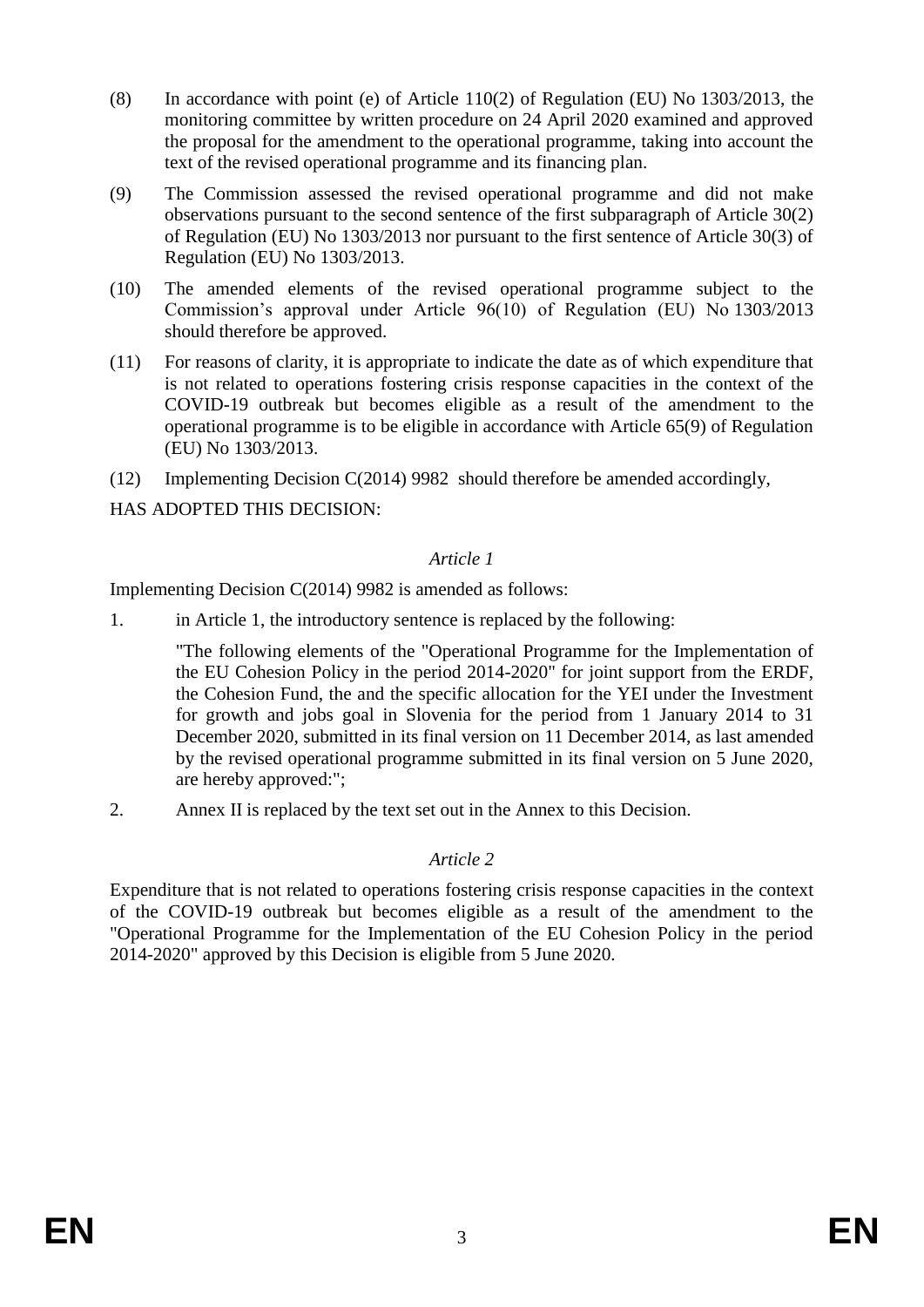(8) In accordance with point (e) of Article 110(2) of Regulation (EU) No 1303/2013, the monitoring committee by written procedure on 24 April 2020 examined and approved the proposal for the amendment to the operational programme, taking into account the text of the revised operational programme and its financing plan.

(9) The Commission assessed the revised operational programme and did not make observations pursuant to the second sentence of the first subparagraph of Article 30(2) of Regulation (EU) No 1303/2013 nor pursuant to the first sentence of Article 30(3) of Regulation (EU) No 1303/2013.

(10) The amended elements of the revised operational programme subject to the Commission's approval under Article 96(10) of Regulation (EU) No 1303/2013 should therefore be approved.

(11) For reasons of clarity, it is appropriate to indicate the date as of which expenditure that is not related to operations fostering crisis response capacities in the context of the COVID-19 outbreak but becomes eligible as a result of the amendment to the operational programme is to be eligible in accordance with Article 65(9) of Regulation (EU) No 1303/2013.

(12) Implementing Decision C(2014) 9982 should therefore be amended accordingly,

HAS ADOPTED THIS DECISION:

*Article 1*

Implementing Decision C(2014) 9982 is amended as follows:

1. in Article 1, the introductory sentence is replaced by the following:

   "The following elements of the "Operational Programme for the Implementation of the EU Cohesion Policy in the period 2014-2020" for joint support from the ERDF, the Cohesion Fund, the and the specific allocation for the YEI under the Investment for growth and jobs goal in Slovenia for the period from 1 January 2014 to 31 December 2020, submitted in its final version on 11 December 2014, as last amended by the revised operational programme submitted in its final version on 5 June 2020, are hereby approved:";

2. Annex II is replaced by the text set out in the Annex to this Decision.

*Article 2*

Expenditure that is not related to operations fostering crisis response capacities in the context of the COVID-19 outbreak but becomes eligible as a result of the amendment to the "Operational Programme for the Implementation of the EU Cohesion Policy in the period 2014-2020" approved by this Decision is eligible from 5 June 2020.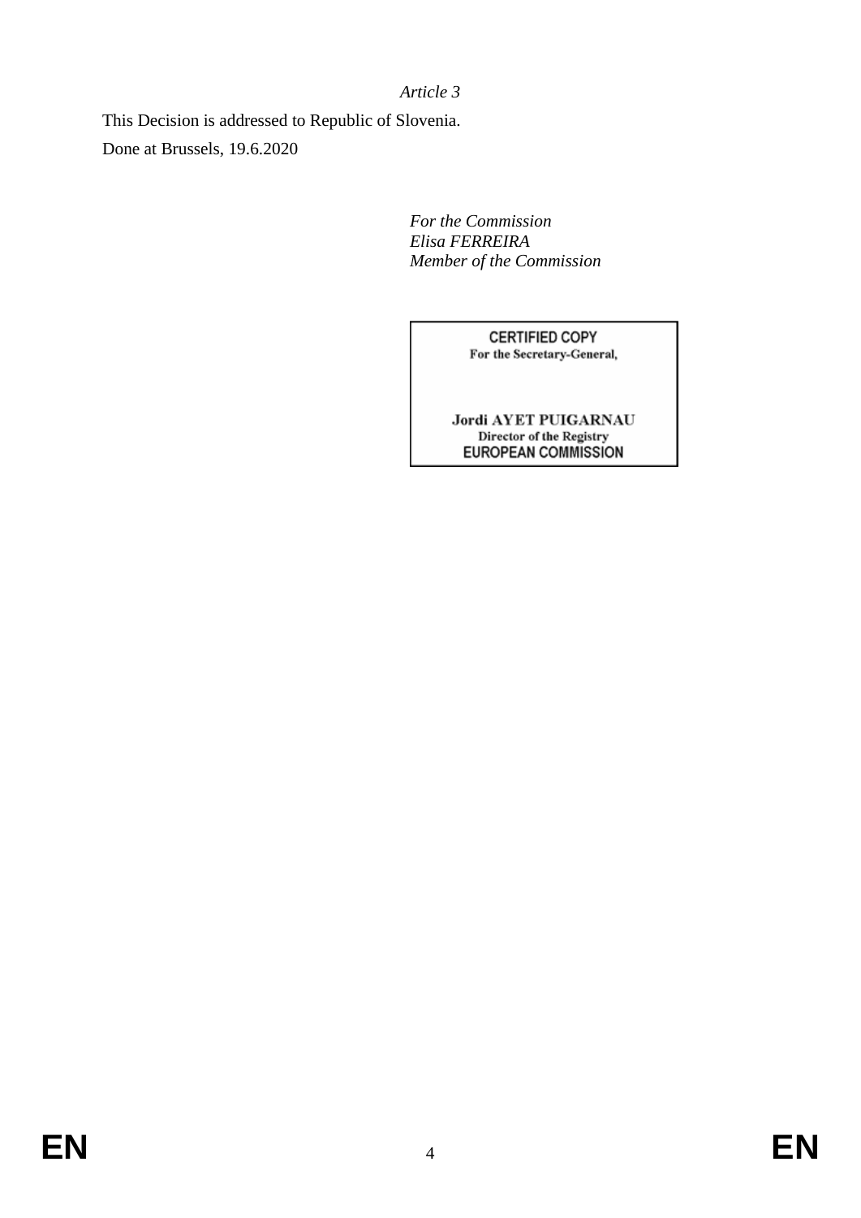*Article 3*

This Decision is addressed to Republic of Slovenia.

Done at Brussels, 19.6.2020

*For the Commission*
*Elisa FERREIRA*
*Member of the Commission*

CERTIFIED COPY
For the Secretary-General,

Jordi AYET PUIGARNAU
Director of the Registry
EUROPEAN COMMISSION